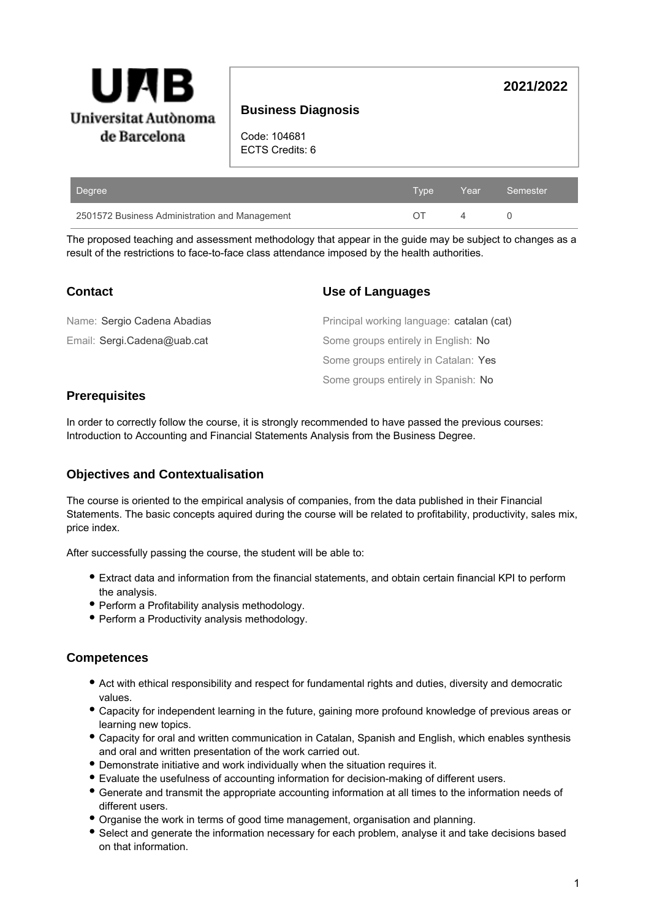**Universitat Autònoma de Barcelona**

**2021/2022**

## Business Diagnosis

Code: 104681
ECTS Credits: 6

| Degree | Type | Year | Semester |
| --- | --- | --- | --- |
| 2501572 Business Administration and Management | OT | 4 | 0 |

The proposed teaching and assessment methodology that appear in the guide may be subject to changes as a result of the restrictions to face-to-face class attendance imposed by the health authorities.

### Contact

Name: Sergio Cadena Abadias

Email: Sergi.Cadena@uab.cat

### Use of Languages

Principal working language: catalan (cat)

Some groups entirely in English: No

Some groups entirely in Catalan: Yes

Some groups entirely in Spanish: No

### Prerequisites

In order to correctly follow the course, it is strongly recommended to have passed the previous courses: Introduction to Accounting and Financial Statements Analysis from the Business Degree.

### Objectives and Contextualisation

The course is oriented to the empirical analysis of companies, from the data published in their Financial Statements. The basic concepts aquired during the course will be related to profitability, productivity, sales mix, price index.

After successfully passing the course, the student will be able to:

- Extract data and information from the financial statements, and obtain certain financial KPI to perform the analysis.
- Perform a Profitability analysis methodology.
- Perform a Productivity analysis methodology.

### Competences

- Act with ethical responsibility and respect for fundamental rights and duties, diversity and democratic values.
- Capacity for independent learning in the future, gaining more profound knowledge of previous areas or learning new topics.
- Capacity for oral and written communication in Catalan, Spanish and English, which enables synthesis and oral and written presentation of the work carried out.
- Demonstrate initiative and work individually when the situation requires it.
- Evaluate the usefulness of accounting information for decision-making of different users.
- Generate and transmit the appropriate accounting information at all times to the information needs of different users.
- Organise the work in terms of good time management, organisation and planning.
- Select and generate the information necessary for each problem, analyse it and take decisions based on that information.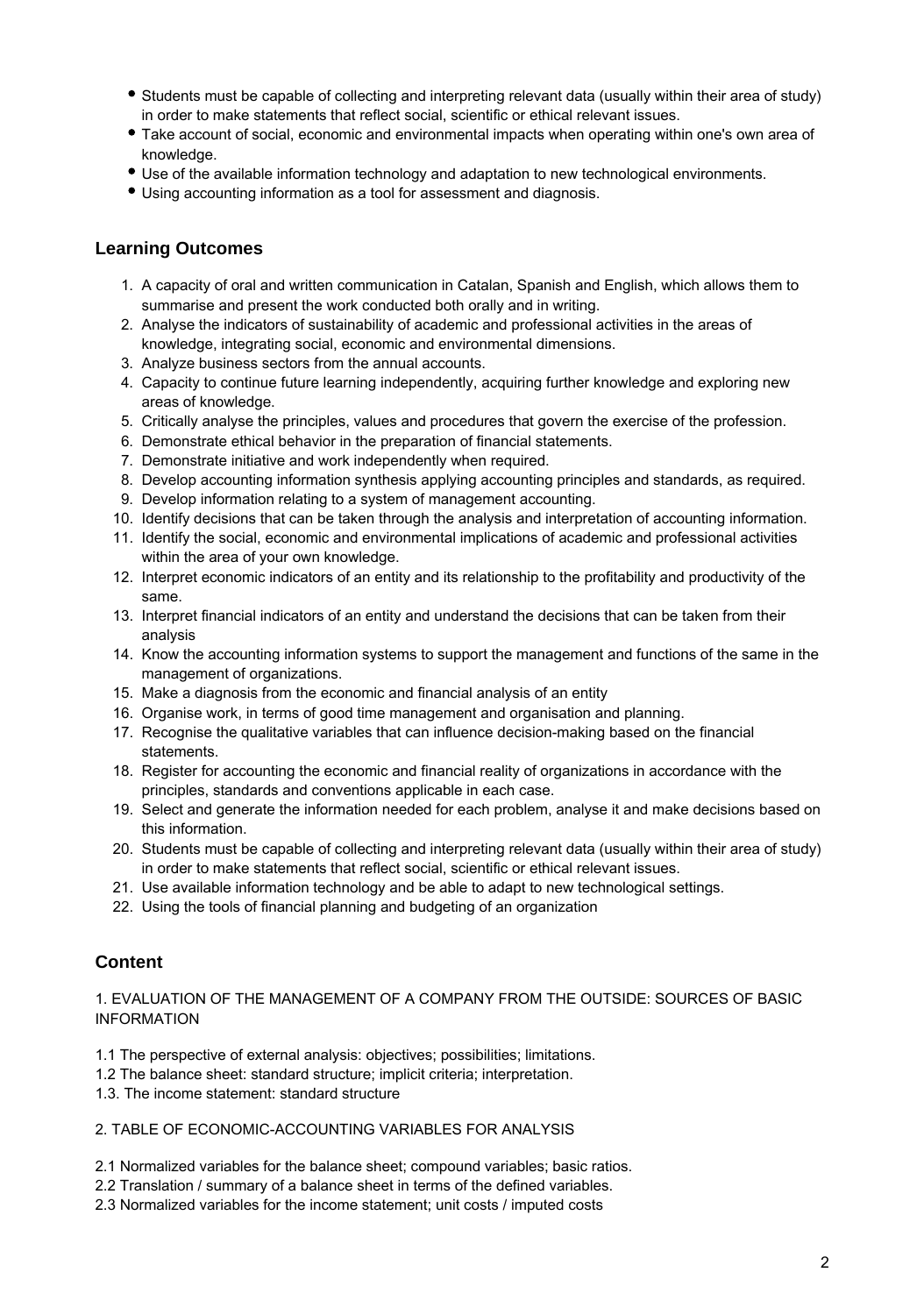- Students must be capable of collecting and interpreting relevant data (usually within their area of study) in order to make statements that reflect social, scientific or ethical relevant issues.
- Take account of social, economic and environmental impacts when operating within one's own area of knowledge.
- Use of the available information technology and adaptation to new technological environments.
- Using accounting information as a tool for assessment and diagnosis.

## Learning Outcomes

1. A capacity of oral and written communication in Catalan, Spanish and English, which allows them to summarise and present the work conducted both orally and in writing.
2. Analyse the indicators of sustainability of academic and professional activities in the areas of knowledge, integrating social, economic and environmental dimensions.
3. Analyze business sectors from the annual accounts.
4. Capacity to continue future learning independently, acquiring further knowledge and exploring new areas of knowledge.
5. Critically analyse the principles, values and procedures that govern the exercise of the profession.
6. Demonstrate ethical behavior in the preparation of financial statements.
7. Demonstrate initiative and work independently when required.
8. Develop accounting information synthesis applying accounting principles and standards, as required.
9. Develop information relating to a system of management accounting.
10. Identify decisions that can be taken through the analysis and interpretation of accounting information.
11. Identify the social, economic and environmental implications of academic and professional activities within the area of your own knowledge.
12. Interpret economic indicators of an entity and its relationship to the profitability and productivity of the same.
13. Interpret financial indicators of an entity and understand the decisions that can be taken from their analysis
14. Know the accounting information systems to support the management and functions of the same in the management of organizations.
15. Make a diagnosis from the economic and financial analysis of an entity
16. Organise work, in terms of good time management and organisation and planning.
17. Recognise the qualitative variables that can influence decision-making based on the financial statements.
18. Register for accounting the economic and financial reality of organizations in accordance with the principles, standards and conventions applicable in each case.
19. Select and generate the information needed for each problem, analyse it and make decisions based on this information.
20. Students must be capable of collecting and interpreting relevant data (usually within their area of study) in order to make statements that reflect social, scientific or ethical relevant issues.
21. Use available information technology and be able to adapt to new technological settings.
22. Using the tools of financial planning and budgeting of an organization

## Content

1. EVALUATION OF THE MANAGEMENT OF A COMPANY FROM THE OUTSIDE: SOURCES OF BASIC INFORMATION

1.1 The perspective of external analysis: objectives; possibilities; limitations.
1.2 The balance sheet: standard structure; implicit criteria; interpretation.
1.3. The income statement: standard structure

2. TABLE OF ECONOMIC-ACCOUNTING VARIABLES FOR ANALYSIS

2.1 Normalized variables for the balance sheet; compound variables; basic ratios.
2.2 Translation / summary of a balance sheet in terms of the defined variables.
2.3 Normalized variables for the income statement; unit costs / imputed costs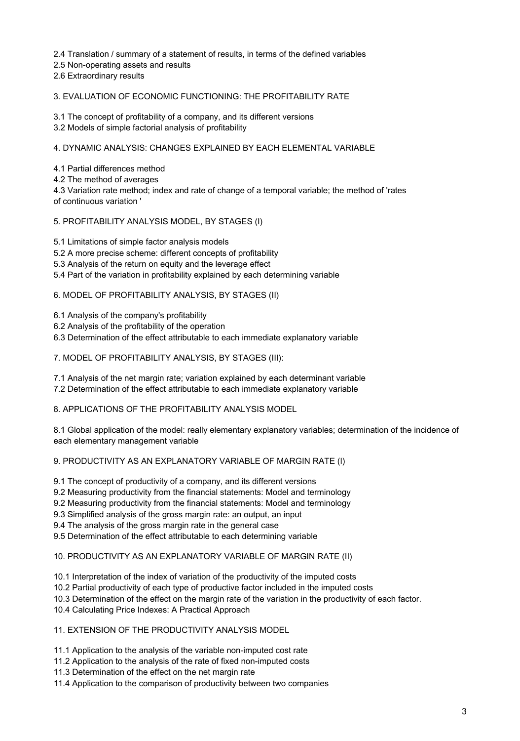2.4 Translation / summary of a statement of results, in terms of the defined variables
2.5 Non-operating assets and results
2.6 Extraordinary results

3. EVALUATION OF ECONOMIC FUNCTIONING: THE PROFITABILITY RATE

3.1 The concept of profitability of a company, and its different versions
3.2 Models of simple factorial analysis of profitability

4. DYNAMIC ANALYSIS: CHANGES EXPLAINED BY EACH ELEMENTAL VARIABLE

4.1 Partial differences method
4.2 The method of averages
4.3 Variation rate method; index and rate of change of a temporal variable; the method of 'rates of continuous variation '

5. PROFITABILITY ANALYSIS MODEL, BY STAGES (I)

5.1 Limitations of simple factor analysis models
5.2 A more precise scheme: different concepts of profitability
5.3 Analysis of the return on equity and the leverage effect
5.4 Part of the variation in profitability explained by each determining variable

6. MODEL OF PROFITABILITY ANALYSIS, BY STAGES (II)

6.1 Analysis of the company's profitability
6.2 Analysis of the profitability of the operation
6.3 Determination of the effect attributable to each immediate explanatory variable

7. MODEL OF PROFITABILITY ANALYSIS, BY STAGES (III):

7.1 Analysis of the net margin rate; variation explained by each determinant variable
7.2 Determination of the effect attributable to each immediate explanatory variable

8. APPLICATIONS OF THE PROFITABILITY ANALYSIS MODEL

8.1 Global application of the model: really elementary explanatory variables; determination of the incidence of each elementary management variable

9. PRODUCTIVITY AS AN EXPLANATORY VARIABLE OF MARGIN RATE (I)

9.1 The concept of productivity of a company, and its different versions
9.2 Measuring productivity from the financial statements: Model and terminology
9.2 Measuring productivity from the financial statements: Model and terminology
9.3 Simplified analysis of the gross margin rate: an output, an input
9.4 The analysis of the gross margin rate in the general case
9.5 Determination of the effect attributable to each determining variable

10. PRODUCTIVITY AS AN EXPLANATORY VARIABLE OF MARGIN RATE (II)

10.1 Interpretation of the index of variation of the productivity of the imputed costs
10.2 Partial productivity of each type of productive factor included in the imputed costs
10.3 Determination of the effect on the margin rate of the variation in the productivity of each factor.
10.4 Calculating Price Indexes: A Practical Approach

11. EXTENSION OF THE PRODUCTIVITY ANALYSIS MODEL

11.1 Application to the analysis of the variable non-imputed cost rate
11.2 Application to the analysis of the rate of fixed non-imputed costs
11.3 Determination of the effect on the net margin rate
11.4 Application to the comparison of productivity between two companies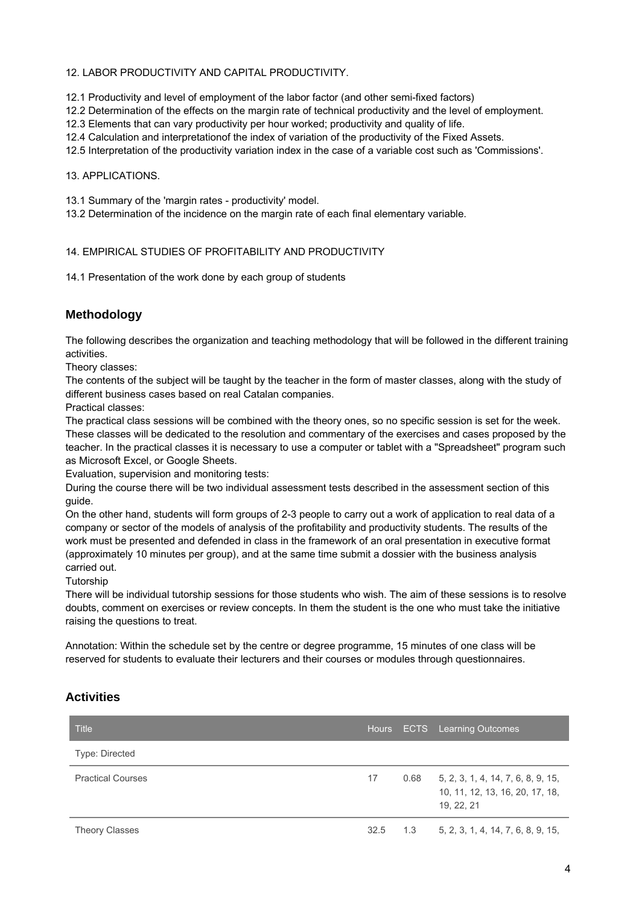12. LABOR PRODUCTIVITY AND CAPITAL PRODUCTIVITY.

12.1 Productivity and level of employment of the labor factor (and other semi-fixed factors)
12.2 Determination of the effects on the margin rate of technical productivity and the level of employment.
12.3 Elements that can vary productivity per hour worked; productivity and quality of life.
12.4 Calculation and interpretationof the index of variation of the productivity of the Fixed Assets.
12.5 Interpretation of the productivity variation index in the case of a variable cost such as 'Commissions'.

13. APPLICATIONS.

13.1 Summary of the 'margin rates - productivity' model.
13.2 Determination of the incidence on the margin rate of each final elementary variable.

14. EMPIRICAL STUDIES OF PROFITABILITY AND PRODUCTIVITY

14.1 Presentation of the work done by each group of students

## Methodology

The following describes the organization and teaching methodology that will be followed in the different training activities.
Theory classes:
The contents of the subject will be taught by the teacher in the form of master classes, along with the study of different business cases based on real Catalan companies.
Practical classes:
The practical class sessions will be combined with the theory ones, so no specific session is set for the week. These classes will be dedicated to the resolution and commentary of the exercises and cases proposed by the teacher. In the practical classes it is necessary to use a computer or tablet with a "Spreadsheet" program such as Microsoft Excel, or Google Sheets.
Evaluation, supervision and monitoring tests:
During the course there will be two individual assessment tests described in the assessment section of this guide.
On the other hand, students will form groups of 2-3 people to carry out a work of application to real data of a company or sector of the models of analysis of the profitability and productivity students. The results of the work must be presented and defended in class in the framework of an oral presentation in executive format (approximately 10 minutes per group), and at the same time submit a dossier with the business analysis carried out.
Tutorship
There will be individual tutorship sessions for those students who wish. The aim of these sessions is to resolve doubts, comment on exercises or review concepts. In them the student is the one who must take the initiative raising the questions to treat.

Annotation: Within the schedule set by the centre or degree programme, 15 minutes of one class will be reserved for students to evaluate their lecturers and their courses or modules through questionnaires.

## Activities

| Title | Hours | ECTS | Learning Outcomes |
|---|---|---|---|
| Type: Directed | | | |
| Practical Courses | 17 | 0.68 | 5, 2, 3, 1, 4, 14, 7, 6, 8, 9, 15, 10, 11, 12, 13, 16, 20, 17, 18, 19, 22, 21 |
| Theory Classes | 32.5 | 1.3 | 5, 2, 3, 1, 4, 14, 7, 6, 8, 9, 15, |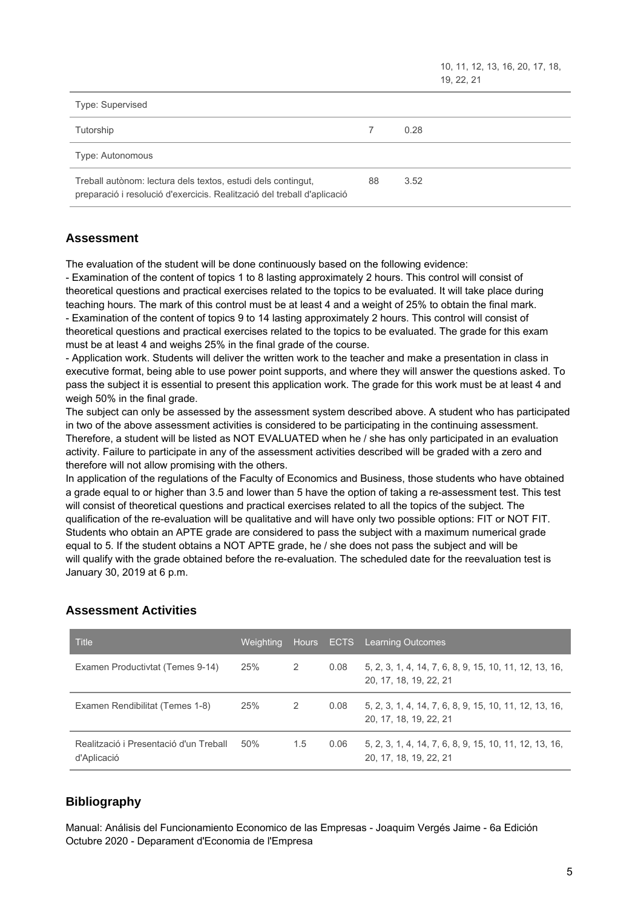| | | | |
|---|---|---|---|
| | | | 10, 11, 12, 13, 16, 20, 17, 18, 19, 22, 21 |
| Type: Supervised | | | |
| Tutorship | 7 | 0.28 | |
| Type: Autonomous | | | |
| Treball autònom: lectura dels textos, estudi dels contingut, preparació i resolució d'exercicis. Realització del treball d'aplicació | 88 | 3.52 | |

## Assessment

The evaluation of the student will be done continuously based on the following evidence:
- Examination of the content of topics 1 to 8 lasting approximately 2 hours. This control will consist of theoretical questions and practical exercises related to the topics to be evaluated. It will take place during teaching hours. The mark of this control must be at least 4 and a weight of 25% to obtain the final mark.
- Examination of the content of topics 9 to 14 lasting approximately 2 hours. This control will consist of theoretical questions and practical exercises related to the topics to be evaluated. The grade for this exam must be at least 4 and weighs 25% in the final grade of the course.
- Application work. Students will deliver the written work to the teacher and make a presentation in class in executive format, being able to use power point supports, and where they will answer the questions asked. To pass the subject it is essential to present this application work. The grade for this work must be at least 4 and weigh 50% in the final grade.

The subject can only be assessed by the assessment system described above. A student who has participated in two of the above assessment activities is considered to be participating in the continuing assessment. Therefore, a student will be listed as NOT EVALUATED when he / she has only participated in an evaluation activity. Failure to participate in any of the assessment activities described will be graded with a zero and therefore will not allow promising with the others.

In application of the regulations of the Faculty of Economics and Business, those students who have obtained a grade equal to or higher than 3.5 and lower than 5 have the option of taking a re-assessment test. This test will consist of theoretical questions and practical exercises related to all the topics of the subject. The qualification of the re-evaluation will be qualitative and will have only two possible options: FIT or NOT FIT. Students who obtain an APTE grade are considered to pass the subject with a maximum numerical grade equal to 5. If the student obtains a NOT APTE grade, he / she does not pass the subject and will be will qualify with the grade obtained before the re-evaluation. The scheduled date for the reevaluation test is January 30, 2019 at 6 p.m.

## Assessment Activities

| Title | Weighting | Hours | ECTS | Learning Outcomes |
|---|---|---|---|---|
| Examen Productivtat (Temes 9-14) | 25% | 2 | 0.08 | 5, 2, 3, 1, 4, 14, 7, 6, 8, 9, 15, 10, 11, 12, 13, 16, 20, 17, 18, 19, 22, 21 |
| Examen Rendibilitat (Temes 1-8) | 25% | 2 | 0.08 | 5, 2, 3, 1, 4, 14, 7, 6, 8, 9, 15, 10, 11, 12, 13, 16, 20, 17, 18, 19, 22, 21 |
| Realització i Presentació d'un Treball d'Aplicació | 50% | 1.5 | 0.06 | 5, 2, 3, 1, 4, 14, 7, 6, 8, 9, 15, 10, 11, 12, 13, 16, 20, 17, 18, 19, 22, 21 |

## Bibliography

Manual: Análisis del Funcionamiento Economico de las Empresas - Joaquim Vergés Jaime - 6a Edición Octubre 2020 - Deparament d'Economia de l'Empresa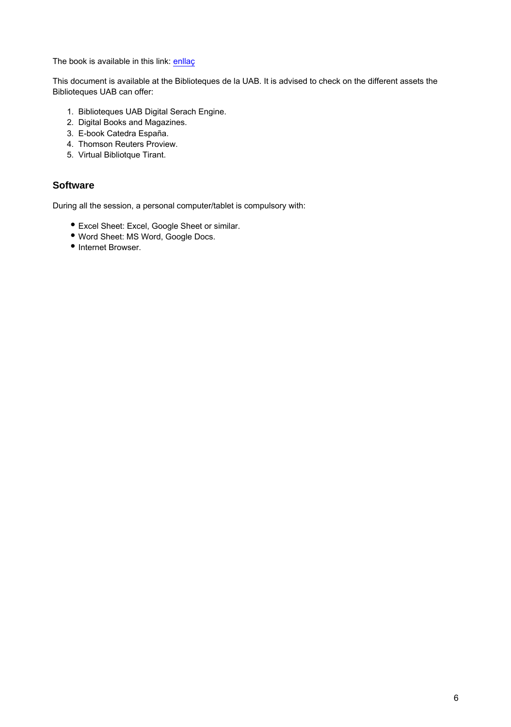The book is available in this link: enllaç

This document is available at the Biblioteques de la UAB. It is advised to check on the different assets the Biblioteques UAB can offer:

1. Biblioteques UAB Digital Serach Engine.
2. Digital Books and Magazines.
3. E-book Catedra España.
4. Thomson Reuters Proview.
5. Virtual Bibliotque Tirant.

## Software

During all the session, a personal computer/tablet is compulsory with:

- Excel Sheet: Excel, Google Sheet or similar.
- Word Sheet: MS Word, Google Docs.
- Internet Browser.